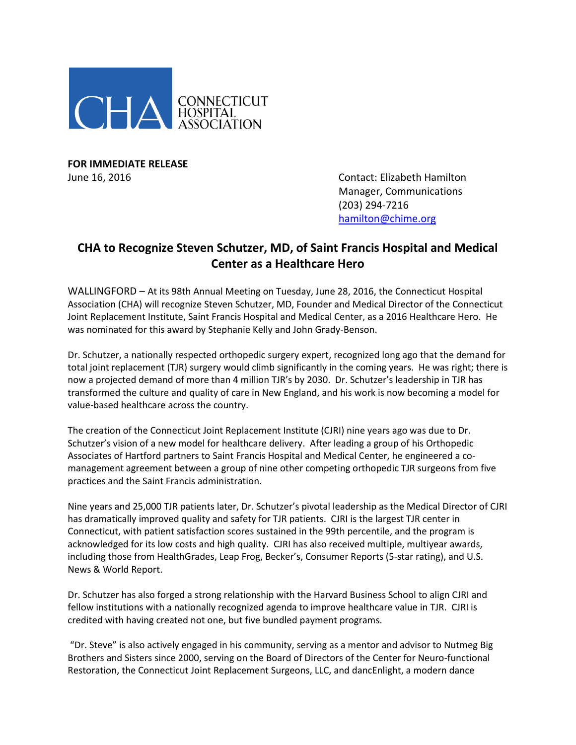CONNECTICUT HOSPITAL ASSOCIATION

**FOR IMMEDIATE RELEASE**
June 16, 2016

Contact: Elizabeth Hamilton
Manager, Communications
(203) 294-7216
hamilton@chime.org

## CHA to Recognize Steven Schutzer, MD, of Saint Francis Hospital and Medical Center as a Healthcare Hero

WALLINGFORD – At its 98th Annual Meeting on Tuesday, June 28, 2016, the Connecticut Hospital Association (CHA) will recognize Steven Schutzer, MD, Founder and Medical Director of the Connecticut Joint Replacement Institute, Saint Francis Hospital and Medical Center, as a 2016 Healthcare Hero. He was nominated for this award by Stephanie Kelly and John Grady-Benson.

Dr. Schutzer, a nationally respected orthopedic surgery expert, recognized long ago that the demand for total joint replacement (TJR) surgery would climb significantly in the coming years. He was right; there is now a projected demand of more than 4 million TJR's by 2030. Dr. Schutzer's leadership in TJR has transformed the culture and quality of care in New England, and his work is now becoming a model for value-based healthcare across the country.

The creation of the Connecticut Joint Replacement Institute (CJRI) nine years ago was due to Dr. Schutzer's vision of a new model for healthcare delivery. After leading a group of his Orthopedic Associates of Hartford partners to Saint Francis Hospital and Medical Center, he engineered a co-management agreement between a group of nine other competing orthopedic TJR surgeons from five practices and the Saint Francis administration.

Nine years and 25,000 TJR patients later, Dr. Schutzer's pivotal leadership as the Medical Director of CJRI has dramatically improved quality and safety for TJR patients. CJRI is the largest TJR center in Connecticut, with patient satisfaction scores sustained in the 99th percentile, and the program is acknowledged for its low costs and high quality. CJRI has also received multiple, multiyear awards, including those from HealthGrades, Leap Frog, Becker's, Consumer Reports (5-star rating), and U.S. News & World Report.

Dr. Schutzer has also forged a strong relationship with the Harvard Business School to align CJRI and fellow institutions with a nationally recognized agenda to improve healthcare value in TJR. CJRI is credited with having created not one, but five bundled payment programs.

"Dr. Steve" is also actively engaged in his community, serving as a mentor and advisor to Nutmeg Big Brothers and Sisters since 2000, serving on the Board of Directors of the Center for Neuro-functional Restoration, the Connecticut Joint Replacement Surgeons, LLC, and dancEnlight, a modern dance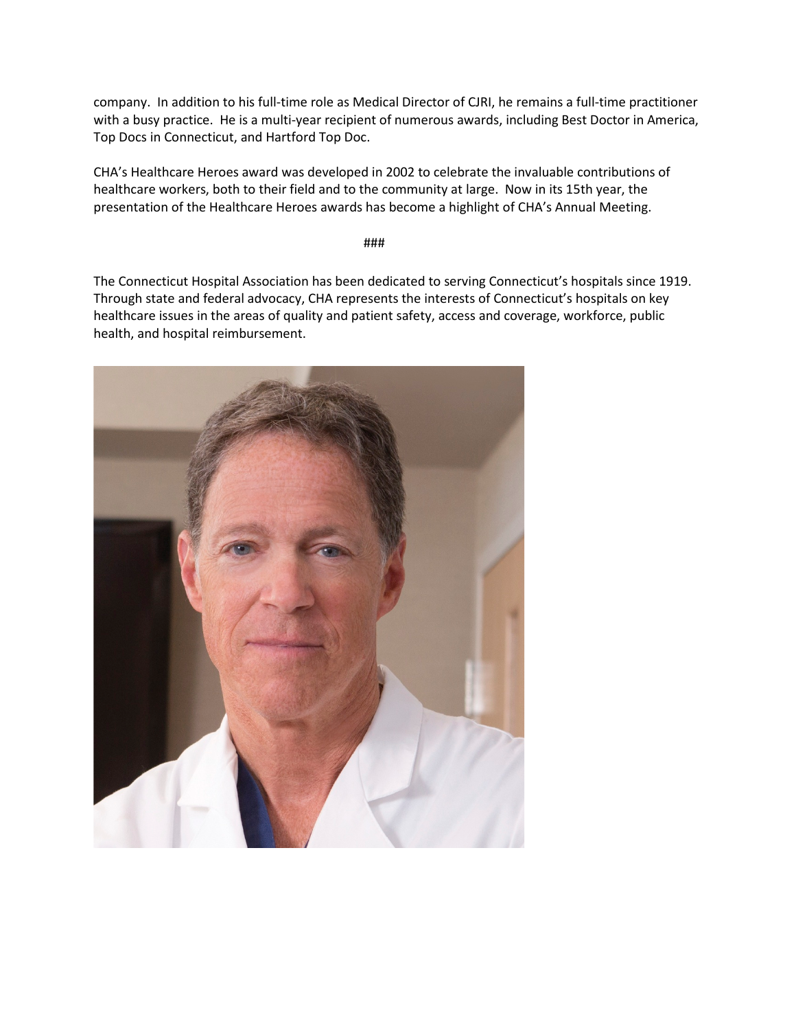company. In addition to his full-time role as Medical Director of CJRI, he remains a full-time practitioner with a busy practice. He is a multi-year recipient of numerous awards, including Best Doctor in America, Top Docs in Connecticut, and Hartford Top Doc.

CHA's Healthcare Heroes award was developed in 2002 to celebrate the invaluable contributions of healthcare workers, both to their field and to the community at large. Now in its 15th year, the presentation of the Healthcare Heroes awards has become a highlight of CHA's Annual Meeting.

###

The Connecticut Hospital Association has been dedicated to serving Connecticut's hospitals since 1919. Through state and federal advocacy, CHA represents the interests of Connecticut's hospitals on key healthcare issues in the areas of quality and patient safety, access and coverage, workforce, public health, and hospital reimbursement.